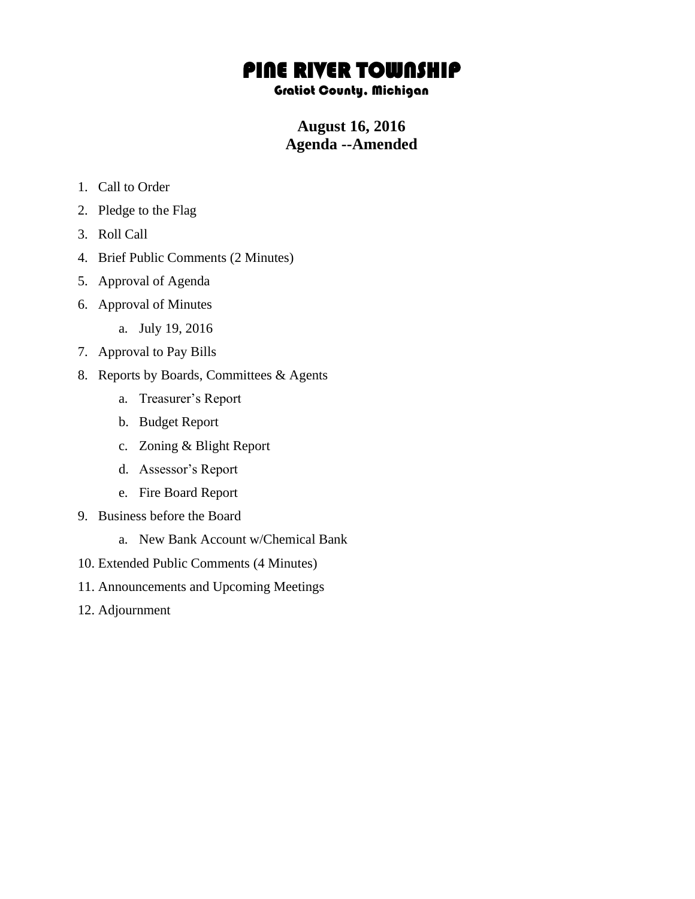# PINE RIVER TOWNSHIP

## Gratiot County, Michigan

**August 16, 2016**
**Agenda --Amended**

1. Call to Order
2. Pledge to the Flag
3. Roll Call
4. Brief Public Comments (2 Minutes)
5. Approval of Agenda
6. Approval of Minutes
    a. July 19, 2016
7. Approval to Pay Bills
8. Reports by Boards, Committees & Agents
    a. Treasurer's Report
    b. Budget Report
    c. Zoning & Blight Report
    d. Assessor's Report
    e. Fire Board Report
9. Business before the Board
    a. New Bank Account w/Chemical Bank
10. Extended Public Comments (4 Minutes)
11. Announcements and Upcoming Meetings
12. Adjournment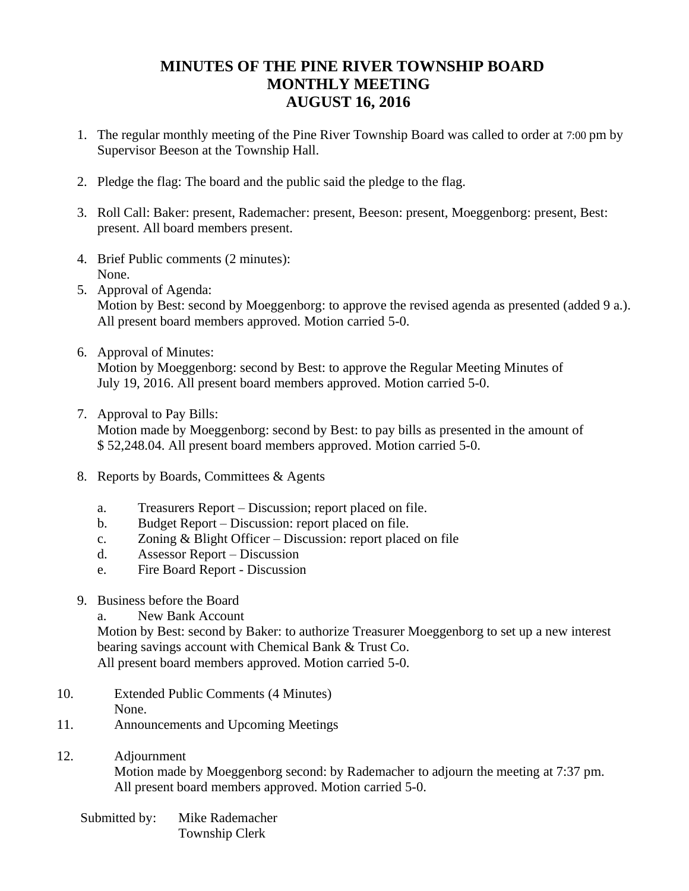# MINUTES OF THE PINE RIVER TOWNSHIP BOARD MONTHLY MEETING AUGUST 16, 2016

1. The regular monthly meeting of the Pine River Township Board was called to order at 7:00 pm by Supervisor Beeson at the Township Hall.

2. Pledge the flag: The board and the public said the pledge to the flag.

3. Roll Call: Baker: present, Rademacher: present, Beeson: present, Moeggenborg: present, Best: present. All board members present.

4. Brief Public comments (2 minutes):
   None.

5. Approval of Agenda:
   Motion by Best: second by Moeggenborg: to approve the revised agenda as presented (added 9 a.). All present board members approved. Motion carried 5-0.

6. Approval of Minutes:
   Motion by Moeggenborg: second by Best: to approve the Regular Meeting Minutes of July 19, 2016. All present board members approved. Motion carried 5-0.

7. Approval to Pay Bills:
   Motion made by Moeggenborg: second by Best: to pay bills as presented in the amount of $ 52,248.04. All present board members approved. Motion carried 5-0.

8. Reports by Boards, Committees & Agents

   a. Treasurers Report – Discussion; report placed on file.
   b. Budget Report – Discussion: report placed on file.
   c. Zoning & Blight Officer – Discussion: report placed on file
   d. Assessor Report – Discussion
   e. Fire Board Report - Discussion

9. Business before the Board

   a. New Bank Account

   Motion by Best: second by Baker: to authorize Treasurer Moeggenborg to set up a new interest bearing savings account with Chemical Bank & Trust Co.
   All present board members approved. Motion carried 5-0.

10. Extended Public Comments (4 Minutes)
    None.

11. Announcements and Upcoming Meetings

12. Adjournment
    Motion made by Moeggenborg second: by Rademacher to adjourn the meeting at 7:37 pm. All present board members approved. Motion carried 5-0.

Submitted by: Mike Rademacher
Township Clerk